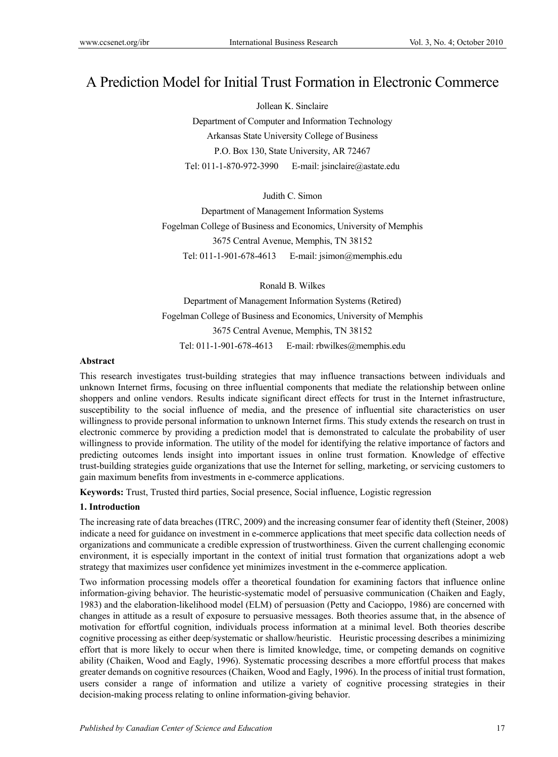# A Prediction Model for Initial Trust Formation in Electronic Commerce

Jollean K. Sinclaire

Department of Computer and Information Technology

Arkansas State University College of Business

P.O. Box 130, State University, AR 72467

Tel: 011-1-870-972-3990 E-mail: jsinclaire@astate.edu

Judith C. Simon

Department of Management Information Systems

Fogelman College of Business and Economics, University of Memphis

3675 Central Avenue, Memphis, TN 38152

Tel: 011-1-901-678-4613 E-mail: jsimon@memphis.edu

Ronald B. Wilkes

Department of Management Information Systems (Retired)

Fogelman College of Business and Economics, University of Memphis

3675 Central Avenue, Memphis, TN 38152

Tel: 011-1-901-678-4613 E-mail: rbwilkes@memphis.edu

**Abstract**

This research investigates trust-building strategies that may influence transactions between individuals and unknown Internet firms, focusing on three influential components that mediate the relationship between online shoppers and online vendors. Results indicate significant direct effects for trust in the Internet infrastructure, susceptibility to the social influence of media, and the presence of influential site characteristics on user willingness to provide personal information to unknown Internet firms. This study extends the research on trust in electronic commerce by providing a prediction model that is demonstrated to calculate the probability of user willingness to provide information. The utility of the model for identifying the relative importance of factors and predicting outcomes lends insight into important issues in online trust formation. Knowledge of effective trust-building strategies guide organizations that use the Internet for selling, marketing, or servicing customers to gain maximum benefits from investments in e-commerce applications.

**Keywords:** Trust, Trusted third parties, Social presence, Social influence, Logistic regression

## 1. Introduction

The increasing rate of data breaches (ITRC, 2009) and the increasing consumer fear of identity theft (Steiner, 2008) indicate a need for guidance on investment in e-commerce applications that meet specific data collection needs of organizations and communicate a credible expression of trustworthiness. Given the current challenging economic environment, it is especially important in the context of initial trust formation that organizations adopt a web strategy that maximizes user confidence yet minimizes investment in the e-commerce application.

Two information processing models offer a theoretical foundation for examining factors that influence online information-giving behavior. The heuristic-systematic model of persuasive communication (Chaiken and Eagly, 1983) and the elaboration-likelihood model (ELM) of persuasion (Petty and Cacioppo, 1986) are concerned with changes in attitude as a result of exposure to persuasive messages. Both theories assume that, in the absence of motivation for effortful cognition, individuals process information at a minimal level. Both theories describe cognitive processing as either deep/systematic or shallow/heuristic. Heuristic processing describes a minimizing effort that is more likely to occur when there is limited knowledge, time, or competing demands on cognitive ability (Chaiken, Wood and Eagly, 1996). Systematic processing describes a more effortful process that makes greater demands on cognitive resources (Chaiken, Wood and Eagly, 1996). In the process of initial trust formation, users consider a range of information and utilize a variety of cognitive processing strategies in their decision-making process relating to online information-giving behavior.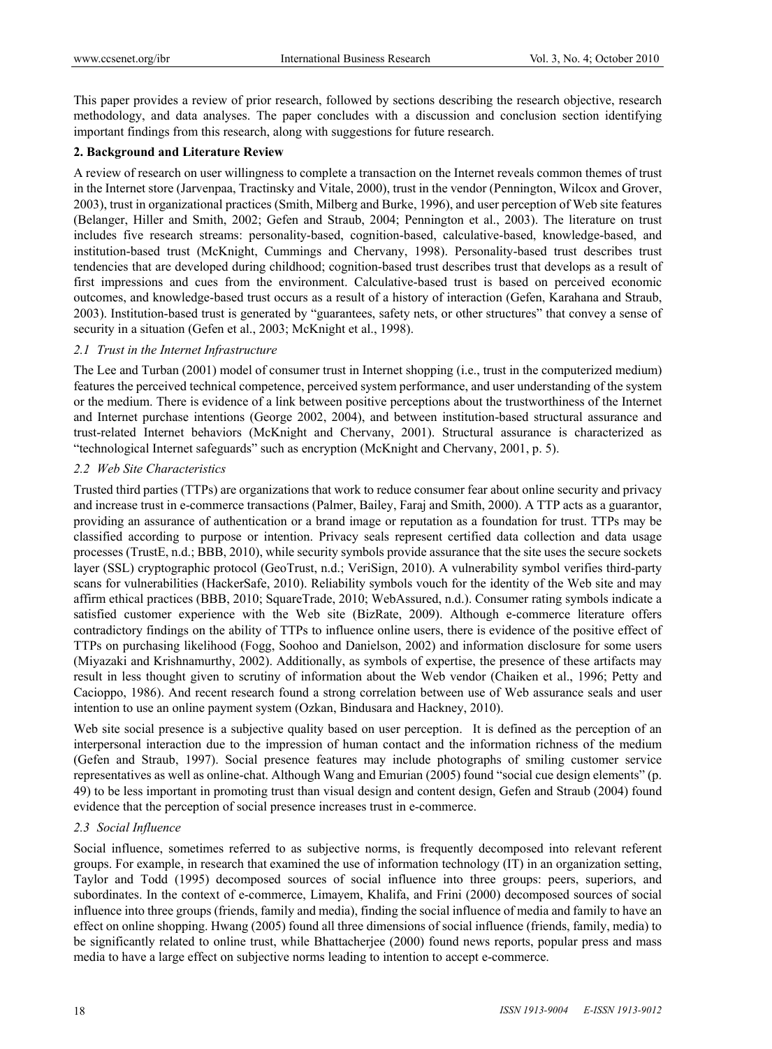This paper provides a review of prior research, followed by sections describing the research objective, research methodology, and data analyses. The paper concludes with a discussion and conclusion section identifying important findings from this research, along with suggestions for future research.

## 2. Background and Literature Review

A review of research on user willingness to complete a transaction on the Internet reveals common themes of trust in the Internet store (Jarvenpaa, Tractinsky and Vitale, 2000), trust in the vendor (Pennington, Wilcox and Grover, 2003), trust in organizational practices (Smith, Milberg and Burke, 1996), and user perception of Web site features (Belanger, Hiller and Smith, 2002; Gefen and Straub, 2004; Pennington et al., 2003). The literature on trust includes five research streams: personality-based, cognition-based, calculative-based, knowledge-based, and institution-based trust (McKnight, Cummings and Chervany, 1998). Personality-based trust describes trust tendencies that are developed during childhood; cognition-based trust describes trust that develops as a result of first impressions and cues from the environment. Calculative-based trust is based on perceived economic outcomes, and knowledge-based trust occurs as a result of a history of interaction (Gefen, Karahana and Straub, 2003). Institution-based trust is generated by "guarantees, safety nets, or other structures" that convey a sense of security in a situation (Gefen et al., 2003; McKnight et al., 1998).

### *2.1 Trust in the Internet Infrastructure*

The Lee and Turban (2001) model of consumer trust in Internet shopping (i.e., trust in the computerized medium) features the perceived technical competence, perceived system performance, and user understanding of the system or the medium. There is evidence of a link between positive perceptions about the trustworthiness of the Internet and Internet purchase intentions (George 2002, 2004), and between institution-based structural assurance and trust-related Internet behaviors (McKnight and Chervany, 2001). Structural assurance is characterized as "technological Internet safeguards" such as encryption (McKnight and Chervany, 2001, p. 5).

### *2.2 Web Site Characteristics*

Trusted third parties (TTPs) are organizations that work to reduce consumer fear about online security and privacy and increase trust in e-commerce transactions (Palmer, Bailey, Faraj and Smith, 2000). A TTP acts as a guarantor, providing an assurance of authentication or a brand image or reputation as a foundation for trust. TTPs may be classified according to purpose or intention. Privacy seals represent certified data collection and data usage processes (TrustE, n.d.; BBB, 2010), while security symbols provide assurance that the site uses the secure sockets layer (SSL) cryptographic protocol (GeoTrust, n.d.; VeriSign, 2010). A vulnerability symbol verifies third-party scans for vulnerabilities (HackerSafe, 2010). Reliability symbols vouch for the identity of the Web site and may affirm ethical practices (BBB, 2010; SquareTrade, 2010; WebAssured, n.d.). Consumer rating symbols indicate a satisfied customer experience with the Web site (BizRate, 2009). Although e-commerce literature offers contradictory findings on the ability of TTPs to influence online users, there is evidence of the positive effect of TTPs on purchasing likelihood (Fogg, Soohoo and Danielson, 2002) and information disclosure for some users (Miyazaki and Krishnamurthy, 2002). Additionally, as symbols of expertise, the presence of these artifacts may result in less thought given to scrutiny of information about the Web vendor (Chaiken et al., 1996; Petty and Cacioppo, 1986). And recent research found a strong correlation between use of Web assurance seals and user intention to use an online payment system (Ozkan, Bindusara and Hackney, 2010).

Web site social presence is a subjective quality based on user perception. It is defined as the perception of an interpersonal interaction due to the impression of human contact and the information richness of the medium (Gefen and Straub, 1997). Social presence features may include photographs of smiling customer service representatives as well as online-chat. Although Wang and Emurian (2005) found "social cue design elements" (p. 49) to be less important in promoting trust than visual design and content design, Gefen and Straub (2004) found evidence that the perception of social presence increases trust in e-commerce.

### *2.3 Social Influence*

Social influence, sometimes referred to as subjective norms, is frequently decomposed into relevant referent groups. For example, in research that examined the use of information technology (IT) in an organization setting, Taylor and Todd (1995) decomposed sources of social influence into three groups: peers, superiors, and subordinates. In the context of e-commerce, Limayem, Khalifa, and Frini (2000) decomposed sources of social influence into three groups (friends, family and media), finding the social influence of media and family to have an effect on online shopping. Hwang (2005) found all three dimensions of social influence (friends, family, media) to be significantly related to online trust, while Bhattacherjee (2000) found news reports, popular press and mass media to have a large effect on subjective norms leading to intention to accept e-commerce.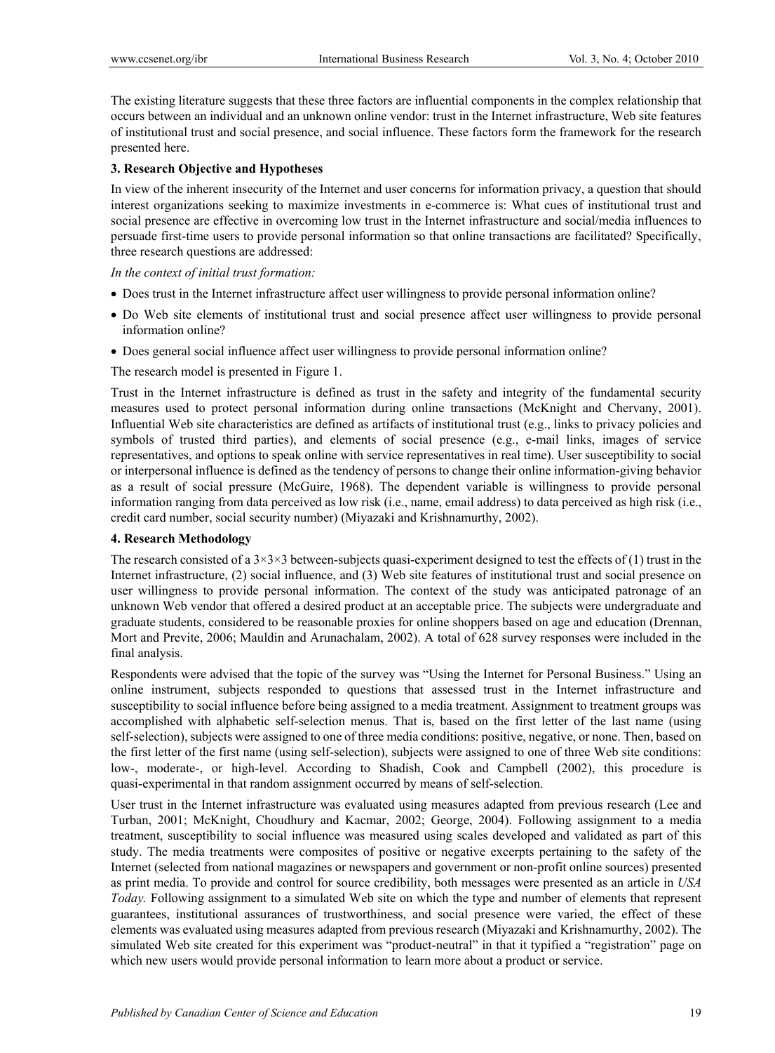The existing literature suggests that these three factors are influential components in the complex relationship that occurs between an individual and an unknown online vendor: trust in the Internet infrastructure, Web site features of institutional trust and social presence, and social influence. These factors form the framework for the research presented here.

## 3. Research Objective and Hypotheses

In view of the inherent insecurity of the Internet and user concerns for information privacy, a question that should interest organizations seeking to maximize investments in e-commerce is: What cues of institutional trust and social presence are effective in overcoming low trust in the Internet infrastructure and social/media influences to persuade first-time users to provide personal information so that online transactions are facilitated? Specifically, three research questions are addressed:

*In the context of initial trust formation:*

- Does trust in the Internet infrastructure affect user willingness to provide personal information online?
- Do Web site elements of institutional trust and social presence affect user willingness to provide personal information online?
- Does general social influence affect user willingness to provide personal information online?

The research model is presented in Figure 1.

Trust in the Internet infrastructure is defined as trust in the safety and integrity of the fundamental security measures used to protect personal information during online transactions (McKnight and Chervany, 2001). Influential Web site characteristics are defined as artifacts of institutional trust (e.g., links to privacy policies and symbols of trusted third parties), and elements of social presence (e.g., e-mail links, images of service representatives, and options to speak online with service representatives in real time). User susceptibility to social or interpersonal influence is defined as the tendency of persons to change their online information-giving behavior as a result of social pressure (McGuire, 1968). The dependent variable is willingness to provide personal information ranging from data perceived as low risk (i.e., name, email address) to data perceived as high risk (i.e., credit card number, social security number) (Miyazaki and Krishnamurthy, 2002).

## 4. Research Methodology

The research consisted of a 3×3×3 between-subjects quasi-experiment designed to test the effects of (1) trust in the Internet infrastructure, (2) social influence, and (3) Web site features of institutional trust and social presence on user willingness to provide personal information. The context of the study was anticipated patronage of an unknown Web vendor that offered a desired product at an acceptable price. The subjects were undergraduate and graduate students, considered to be reasonable proxies for online shoppers based on age and education (Drennan, Mort and Previte, 2006; Mauldin and Arunachalam, 2002). A total of 628 survey responses were included in the final analysis.

Respondents were advised that the topic of the survey was "Using the Internet for Personal Business." Using an online instrument, subjects responded to questions that assessed trust in the Internet infrastructure and susceptibility to social influence before being assigned to a media treatment. Assignment to treatment groups was accomplished with alphabetic self-selection menus. That is, based on the first letter of the last name (using self-selection), subjects were assigned to one of three media conditions: positive, negative, or none. Then, based on the first letter of the first name (using self-selection), subjects were assigned to one of three Web site conditions: low-, moderate-, or high-level. According to Shadish, Cook and Campbell (2002), this procedure is quasi-experimental in that random assignment occurred by means of self-selection.

User trust in the Internet infrastructure was evaluated using measures adapted from previous research (Lee and Turban, 2001; McKnight, Choudhury and Kacmar, 2002; George, 2004). Following assignment to a media treatment, susceptibility to social influence was measured using scales developed and validated as part of this study. The media treatments were composites of positive or negative excerpts pertaining to the safety of the Internet (selected from national magazines or newspapers and government or non-profit online sources) presented as print media. To provide and control for source credibility, both messages were presented as an article in *USA Today.* Following assignment to a simulated Web site on which the type and number of elements that represent guarantees, institutional assurances of trustworthiness, and social presence were varied, the effect of these elements was evaluated using measures adapted from previous research (Miyazaki and Krishnamurthy, 2002). The simulated Web site created for this experiment was "product-neutral" in that it typified a "registration" page on which new users would provide personal information to learn more about a product or service.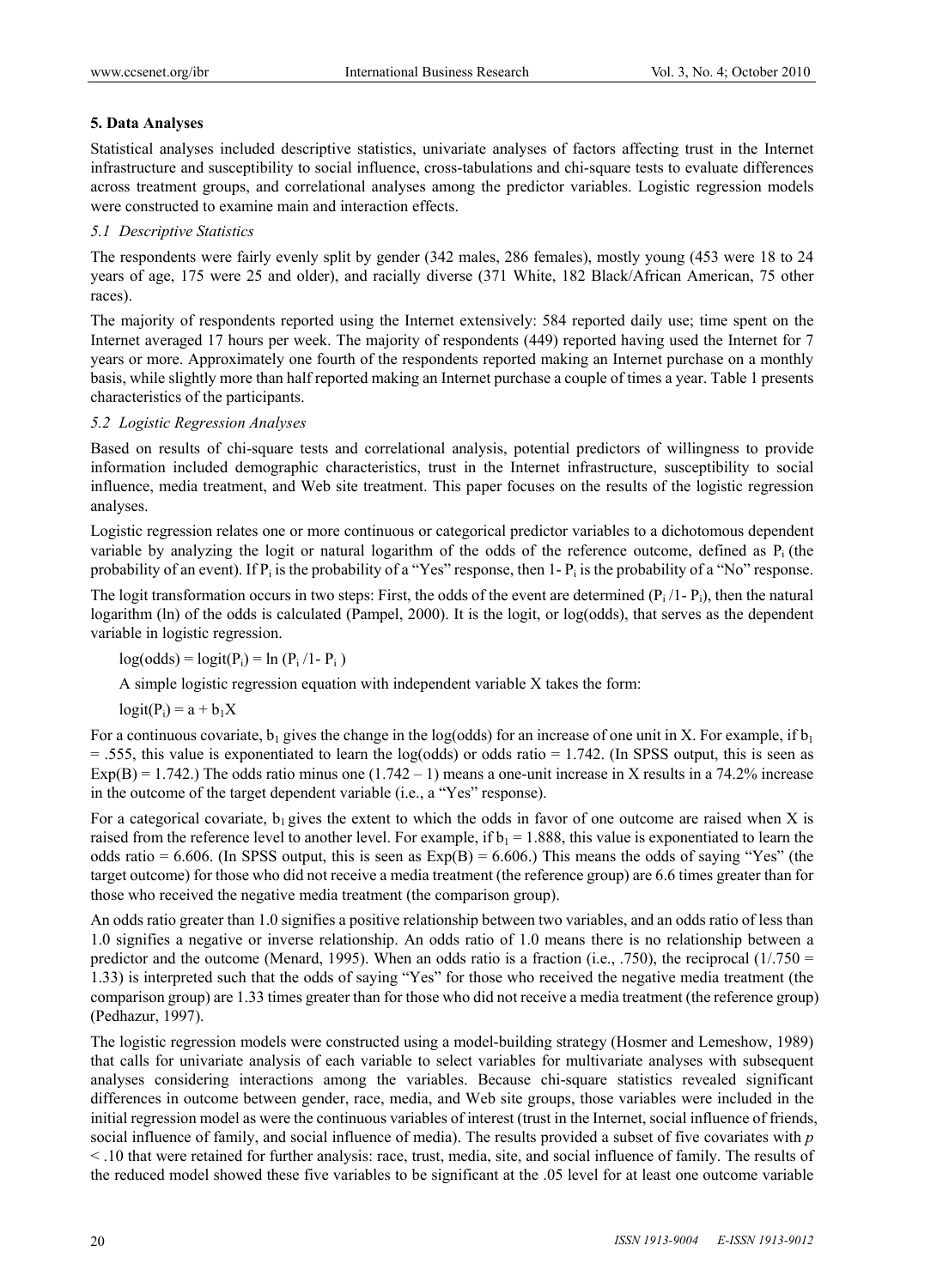## 5. Data Analyses

Statistical analyses included descriptive statistics, univariate analyses of factors affecting trust in the Internet infrastructure and susceptibility to social influence, cross-tabulations and chi-square tests to evaluate differences across treatment groups, and correlational analyses among the predictor variables. Logistic regression models were constructed to examine main and interaction effects.

### *5.1 Descriptive Statistics*

The respondents were fairly evenly split by gender (342 males, 286 females), mostly young (453 were 18 to 24 years of age, 175 were 25 and older), and racially diverse (371 White, 182 Black/African American, 75 other races).

The majority of respondents reported using the Internet extensively: 584 reported daily use; time spent on the Internet averaged 17 hours per week. The majority of respondents (449) reported having used the Internet for 7 years or more. Approximately one fourth of the respondents reported making an Internet purchase on a monthly basis, while slightly more than half reported making an Internet purchase a couple of times a year. Table 1 presents characteristics of the participants.

### *5.2 Logistic Regression Analyses*

Based on results of chi-square tests and correlational analysis, potential predictors of willingness to provide information included demographic characteristics, trust in the Internet infrastructure, susceptibility to social influence, media treatment, and Web site treatment. This paper focuses on the results of the logistic regression analyses.

Logistic regression relates one or more continuous or categorical predictor variables to a dichotomous dependent variable by analyzing the logit or natural logarithm of the odds of the reference outcome, defined as $P_i$ (the probability of an event). If $P_i$ is the probability of a "Yes" response, then $1- P_i$ is the probability of a "No" response.

The logit transformation occurs in two steps: First, the odds of the event are determined ($P_i /1- P_i$), then the natural logarithm (ln) of the odds is calculated (Pampel, 2000). It is the logit, or log(odds), that serves as the dependent variable in logistic regression.

$$\log(\text{odds}) = \text{logit}(P_i) = \ln (P_i /1- P_i )$$

A simple logistic regression equation with independent variable X takes the form:

$$\text{logit}(P_i) = a + b_1X$$

For a continuous covariate, $b_1$ gives the change in the log(odds) for an increase of one unit in X. For example, if $b_1 = .555$, this value is exponentiated to learn the log(odds) or odds ratio = 1.742. (In SPSS output, this is seen as Exp(B) = 1.742.) The odds ratio minus one (1.742 – 1) means a one-unit increase in X results in a 74.2% increase in the outcome of the target dependent variable (i.e., a "Yes" response).

For a categorical covariate, $b_1$ gives the extent to which the odds in favor of one outcome are raised when X is raised from the reference level to another level. For example, if $b_1 = 1.888$, this value is exponentiated to learn the odds ratio = 6.606. (In SPSS output, this is seen as Exp(B) = 6.606.) This means the odds of saying "Yes" (the target outcome) for those who did not receive a media treatment (the reference group) are 6.6 times greater than for those who received the negative media treatment (the comparison group).

An odds ratio greater than 1.0 signifies a positive relationship between two variables, and an odds ratio of less than 1.0 signifies a negative or inverse relationship. An odds ratio of 1.0 means there is no relationship between a predictor and the outcome (Menard, 1995). When an odds ratio is a fraction (i.e., .750), the reciprocal (1/.750 = 1.33) is interpreted such that the odds of saying "Yes" for those who received the negative media treatment (the comparison group) are 1.33 times greater than for those who did not receive a media treatment (the reference group) (Pedhazur, 1997).

The logistic regression models were constructed using a model-building strategy (Hosmer and Lemeshow, 1989) that calls for univariate analysis of each variable to select variables for multivariate analyses with subsequent analyses considering interactions among the variables. Because chi-square statistics revealed significant differences in outcome between gender, race, media, and Web site groups, those variables were included in the initial regression model as were the continuous variables of interest (trust in the Internet, social influence of friends, social influence of family, and social influence of media). The results provided a subset of five covariates with $p < .10$ that were retained for further analysis: race, trust, media, site, and social influence of family. The results of the reduced model showed these five variables to be significant at the .05 level for at least one outcome variable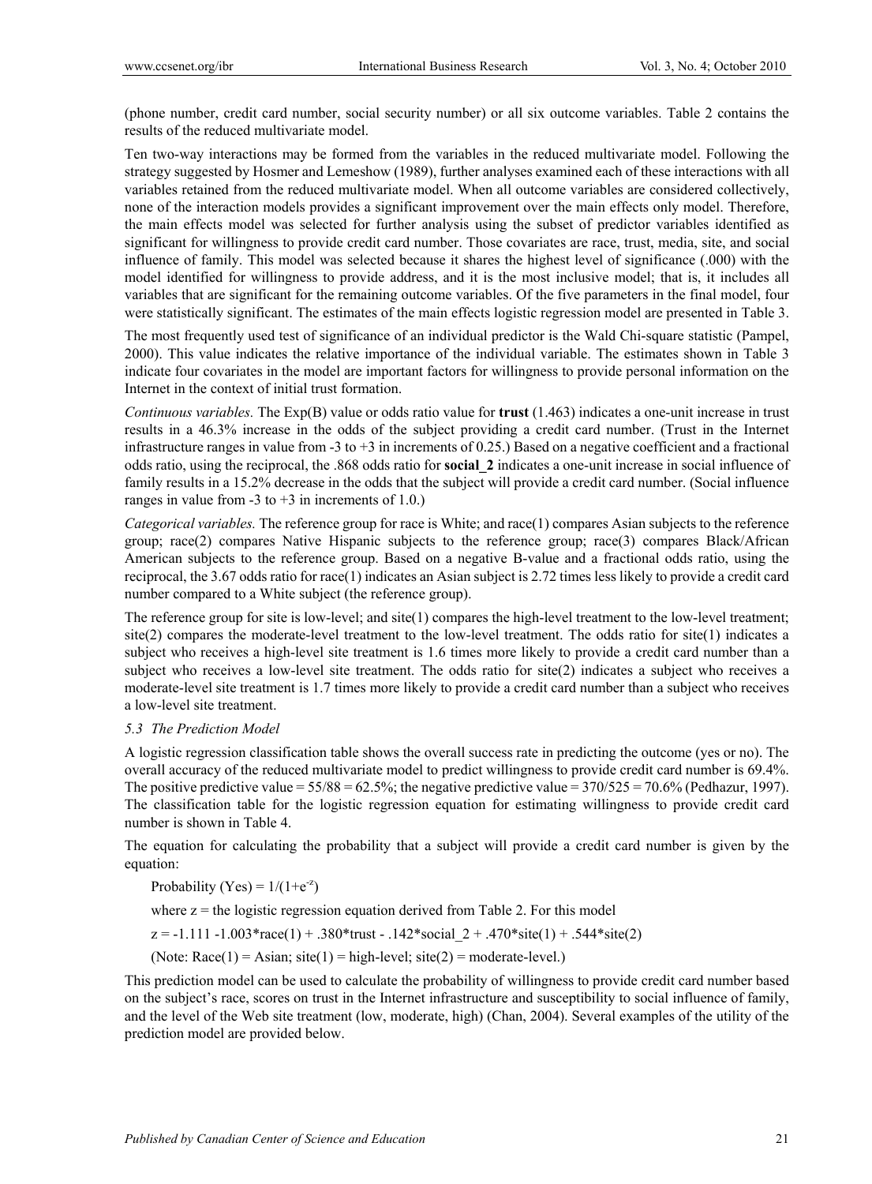(phone number, credit card number, social security number) or all six outcome variables. Table 2 contains the results of the reduced multivariate model.

Ten two-way interactions may be formed from the variables in the reduced multivariate model. Following the strategy suggested by Hosmer and Lemeshow (1989), further analyses examined each of these interactions with all variables retained from the reduced multivariate model. When all outcome variables are considered collectively, none of the interaction models provides a significant improvement over the main effects only model. Therefore, the main effects model was selected for further analysis using the subset of predictor variables identified as significant for willingness to provide credit card number. Those covariates are race, trust, media, site, and social influence of family. This model was selected because it shares the highest level of significance (.000) with the model identified for willingness to provide address, and it is the most inclusive model; that is, it includes all variables that are significant for the remaining outcome variables. Of the five parameters in the final model, four were statistically significant. The estimates of the main effects logistic regression model are presented in Table 3.

The most frequently used test of significance of an individual predictor is the Wald Chi-square statistic (Pampel, 2000). This value indicates the relative importance of the individual variable. The estimates shown in Table 3 indicate four covariates in the model are important factors for willingness to provide personal information on the Internet in the context of initial trust formation.

*Continuous variables.* The Exp(B) value or odds ratio value for **trust** (1.463) indicates a one-unit increase in trust results in a 46.3% increase in the odds of the subject providing a credit card number. (Trust in the Internet infrastructure ranges in value from -3 to +3 in increments of 0.25.) Based on a negative coefficient and a fractional odds ratio, using the reciprocal, the .868 odds ratio for **social_2** indicates a one-unit increase in social influence of family results in a 15.2% decrease in the odds that the subject will provide a credit card number. (Social influence ranges in value from -3 to +3 in increments of 1.0.)

*Categorical variables.* The reference group for race is White; and race(1) compares Asian subjects to the reference group; race(2) compares Native Hispanic subjects to the reference group; race(3) compares Black/African American subjects to the reference group. Based on a negative B-value and a fractional odds ratio, using the reciprocal, the 3.67 odds ratio for race(1) indicates an Asian subject is 2.72 times less likely to provide a credit card number compared to a White subject (the reference group).

The reference group for site is low-level; and site(1) compares the high-level treatment to the low-level treatment; site(2) compares the moderate-level treatment to the low-level treatment. The odds ratio for site(1) indicates a subject who receives a high-level site treatment is 1.6 times more likely to provide a credit card number than a subject who receives a low-level site treatment. The odds ratio for site(2) indicates a subject who receives a moderate-level site treatment is 1.7 times more likely to provide a credit card number than a subject who receives a low-level site treatment.

### *5.3 The Prediction Model*

A logistic regression classification table shows the overall success rate in predicting the outcome (yes or no). The overall accuracy of the reduced multivariate model to predict willingness to provide credit card number is 69.4%. The positive predictive value = 55/88 = 62.5%; the negative predictive value = 370/525 = 70.6% (Pedhazur, 1997). The classification table for the logistic regression equation for estimating willingness to provide credit card number is shown in Table 4.

The equation for calculating the probability that a subject will provide a credit card number is given by the equation:

$$\text{Probability (Yes)} = 1/(1+e^{-z})$$

where z = the logistic regression equation derived from Table 2. For this model

$$z = -1.111 - 1.003*\text{race}(1) + .380*\text{trust} - .142*\text{social\_2} + .470*\text{site}(1) + .544*\text{site}(2)$$

(Note: Race(1) = Asian; site(1) = high-level; site(2) = moderate-level.)

This prediction model can be used to calculate the probability of willingness to provide credit card number based on the subject's race, scores on trust in the Internet infrastructure and susceptibility to social influence of family, and the level of the Web site treatment (low, moderate, high) (Chan, 2004). Several examples of the utility of the prediction model are provided below.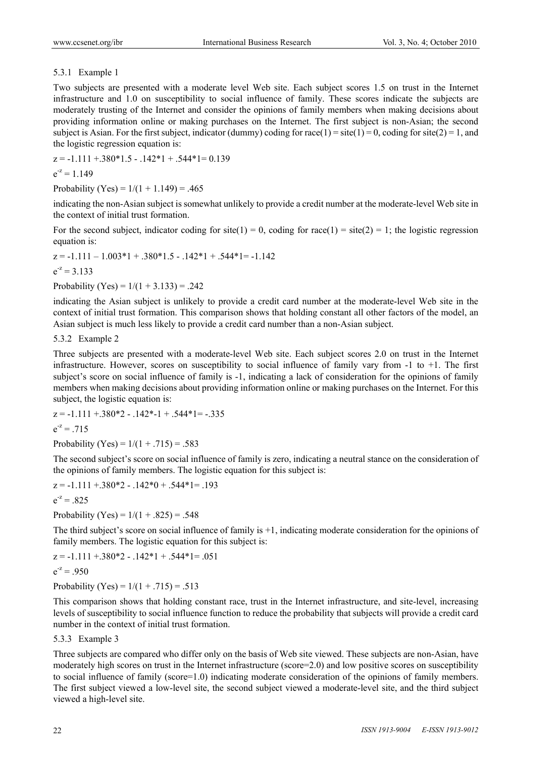#### 5.3.1 Example 1

Two subjects are presented with a moderate level Web site. Each subject scores 1.5 on trust in the Internet infrastructure and 1.0 on susceptibility to social influence of family. These scores indicate the subjects are moderately trusting of the Internet and consider the opinions of family members when making decisions about providing information online or making purchases on the Internet. The first subject is non-Asian; the second subject is Asian. For the first subject, indicator (dummy) coding for race(1) = site(1) = 0, coding for site(2) = 1, and the logistic regression equation is:

$z = -1.111 + .380*1.5 - .142*1 + .544*1 = 0.139$

$e^{-z} = 1.149$

Probability (Yes) = 1/(1 + 1.149) = .465

indicating the non-Asian subject is somewhat unlikely to provide a credit number at the moderate-level Web site in the context of initial trust formation.

For the second subject, indicator coding for site(1) = 0, coding for race(1) = site(2) = 1; the logistic regression equation is:

$z = -1.111 – 1.003*1 + .380*1.5 - .142*1 + .544*1 = -1.142$

$e^{-z} = 3.133$

Probability (Yes) = 1/(1 + 3.133) = .242

indicating the Asian subject is unlikely to provide a credit card number at the moderate-level Web site in the context of initial trust formation. This comparison shows that holding constant all other factors of the model, an Asian subject is much less likely to provide a credit card number than a non-Asian subject.

#### 5.3.2 Example 2

Three subjects are presented with a moderate-level Web site. Each subject scores 2.0 on trust in the Internet infrastructure. However, scores on susceptibility to social influence of family vary from -1 to +1. The first subject's score on social influence of family is -1, indicating a lack of consideration for the opinions of family members when making decisions about providing information online or making purchases on the Internet. For this subject, the logistic equation is:

$z = -1.111 + .380*2 - .142*-1 + .544*1 = -.335$

$e^{-z} = .715$

Probability (Yes) = 1/(1 + .715) = .583

The second subject's score on social influence of family is zero, indicating a neutral stance on the consideration of the opinions of family members. The logistic equation for this subject is:

$z = -1.111 + .380*2 - .142*0 + .544*1 = .193$

$e^{-z} = .825$

Probability (Yes) = 1/(1 + .825) = .548

The third subject's score on social influence of family is +1, indicating moderate consideration for the opinions of family members. The logistic equation for this subject is:

$z = -1.111 + .380*2 - .142*1 + .544*1 = .051$

$e^{-z} = .950$

Probability (Yes) = 1/(1 + .715) = .513

This comparison shows that holding constant race, trust in the Internet infrastructure, and site-level, increasing levels of susceptibility to social influence function to reduce the probability that subjects will provide a credit card number in the context of initial trust formation.

#### 5.3.3 Example 3

Three subjects are compared who differ only on the basis of Web site viewed. These subjects are non-Asian, have moderately high scores on trust in the Internet infrastructure (score=2.0) and low positive scores on susceptibility to social influence of family (score=1.0) indicating moderate consideration of the opinions of family members. The first subject viewed a low-level site, the second subject viewed a moderate-level site, and the third subject viewed a high-level site.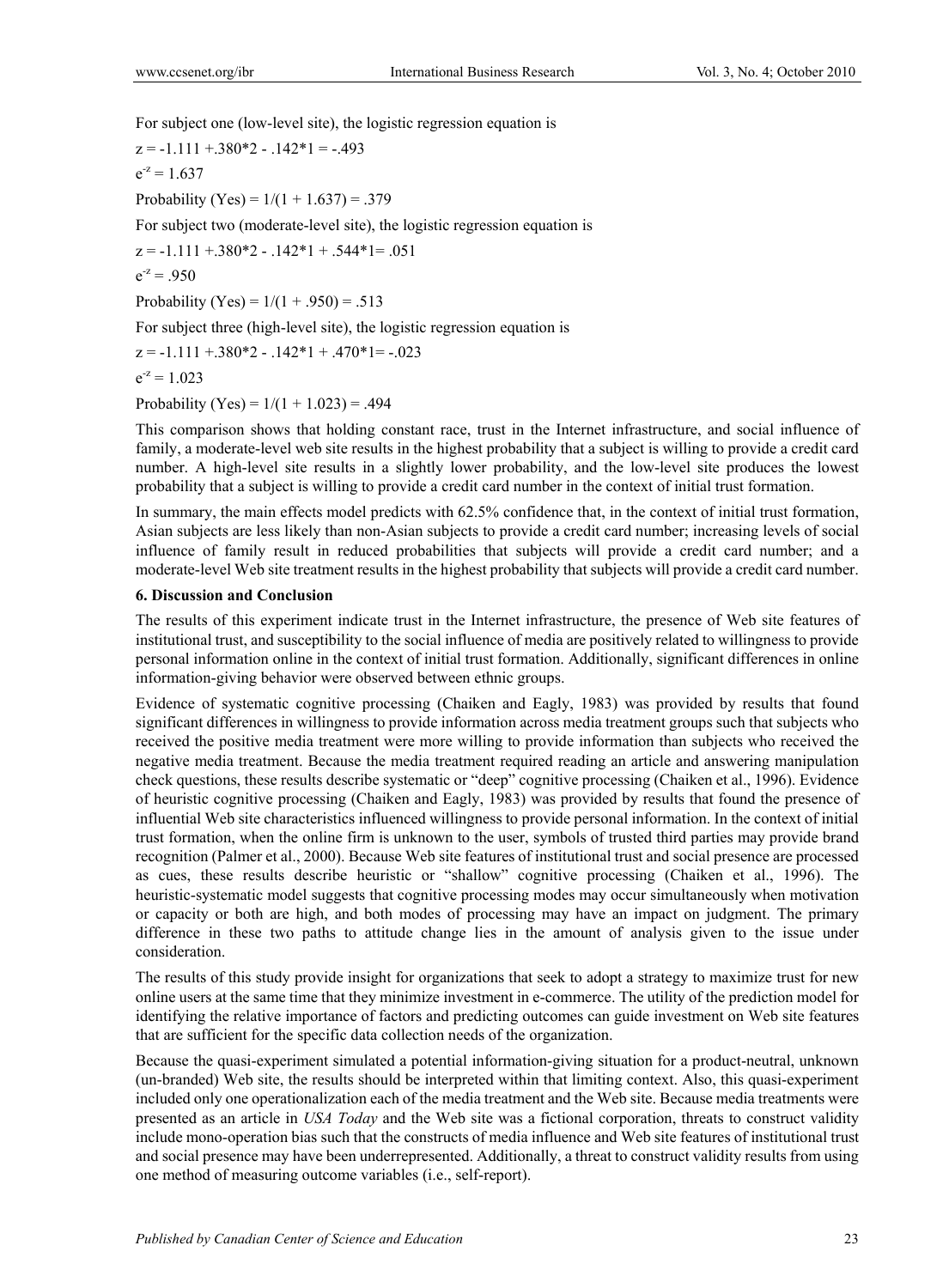For subject one (low-level site), the logistic regression equation is

$z = -1.111 + .380*2 - .142*1 = -.493$

$e^{-z} = 1.637$

Probability (Yes) = $1/(1 + 1.637) = .379$

For subject two (moderate-level site), the logistic regression equation is

$z = -1.111 + .380*2 - .142*1 + .544*1 = .051$

$e^{-z} = .950$

Probability (Yes) = $1/(1 + .950) = .513$

For subject three (high-level site), the logistic regression equation is

$z = -1.111 + .380*2 - .142*1 + .470*1 = -.023$

$e^{-z} = 1.023$

Probability (Yes) = $1/(1 + 1.023) = .494$

This comparison shows that holding constant race, trust in the Internet infrastructure, and social influence of family, a moderate-level web site results in the highest probability that a subject is willing to provide a credit card number. A high-level site results in a slightly lower probability, and the low-level site produces the lowest probability that a subject is willing to provide a credit card number in the context of initial trust formation.

In summary, the main effects model predicts with 62.5% confidence that, in the context of initial trust formation, Asian subjects are less likely than non-Asian subjects to provide a credit card number; increasing levels of social influence of family result in reduced probabilities that subjects will provide a credit card number; and a moderate-level Web site treatment results in the highest probability that subjects will provide a credit card number.

## 6. Discussion and Conclusion

The results of this experiment indicate trust in the Internet infrastructure, the presence of Web site features of institutional trust, and susceptibility to the social influence of media are positively related to willingness to provide personal information online in the context of initial trust formation. Additionally, significant differences in online information-giving behavior were observed between ethnic groups.

Evidence of systematic cognitive processing (Chaiken and Eagly, 1983) was provided by results that found significant differences in willingness to provide information across media treatment groups such that subjects who received the positive media treatment were more willing to provide information than subjects who received the negative media treatment. Because the media treatment required reading an article and answering manipulation check questions, these results describe systematic or "deep" cognitive processing (Chaiken et al., 1996). Evidence of heuristic cognitive processing (Chaiken and Eagly, 1983) was provided by results that found the presence of influential Web site characteristics influenced willingness to provide personal information. In the context of initial trust formation, when the online firm is unknown to the user, symbols of trusted third parties may provide brand recognition (Palmer et al., 2000). Because Web site features of institutional trust and social presence are processed as cues, these results describe heuristic or "shallow" cognitive processing (Chaiken et al., 1996). The heuristic-systematic model suggests that cognitive processing modes may occur simultaneously when motivation or capacity or both are high, and both modes of processing may have an impact on judgment. The primary difference in these two paths to attitude change lies in the amount of analysis given to the issue under consideration.

The results of this study provide insight for organizations that seek to adopt a strategy to maximize trust for new online users at the same time that they minimize investment in e-commerce. The utility of the prediction model for identifying the relative importance of factors and predicting outcomes can guide investment on Web site features that are sufficient for the specific data collection needs of the organization.

Because the quasi-experiment simulated a potential information-giving situation for a product-neutral, unknown (un-branded) Web site, the results should be interpreted within that limiting context. Also, this quasi-experiment included only one operationalization each of the media treatment and the Web site. Because media treatments were presented as an article in *USA Today* and the Web site was a fictional corporation, threats to construct validity include mono-operation bias such that the constructs of media influence and Web site features of institutional trust and social presence may have been underrepresented. Additionally, a threat to construct validity results from using one method of measuring outcome variables (i.e., self-report).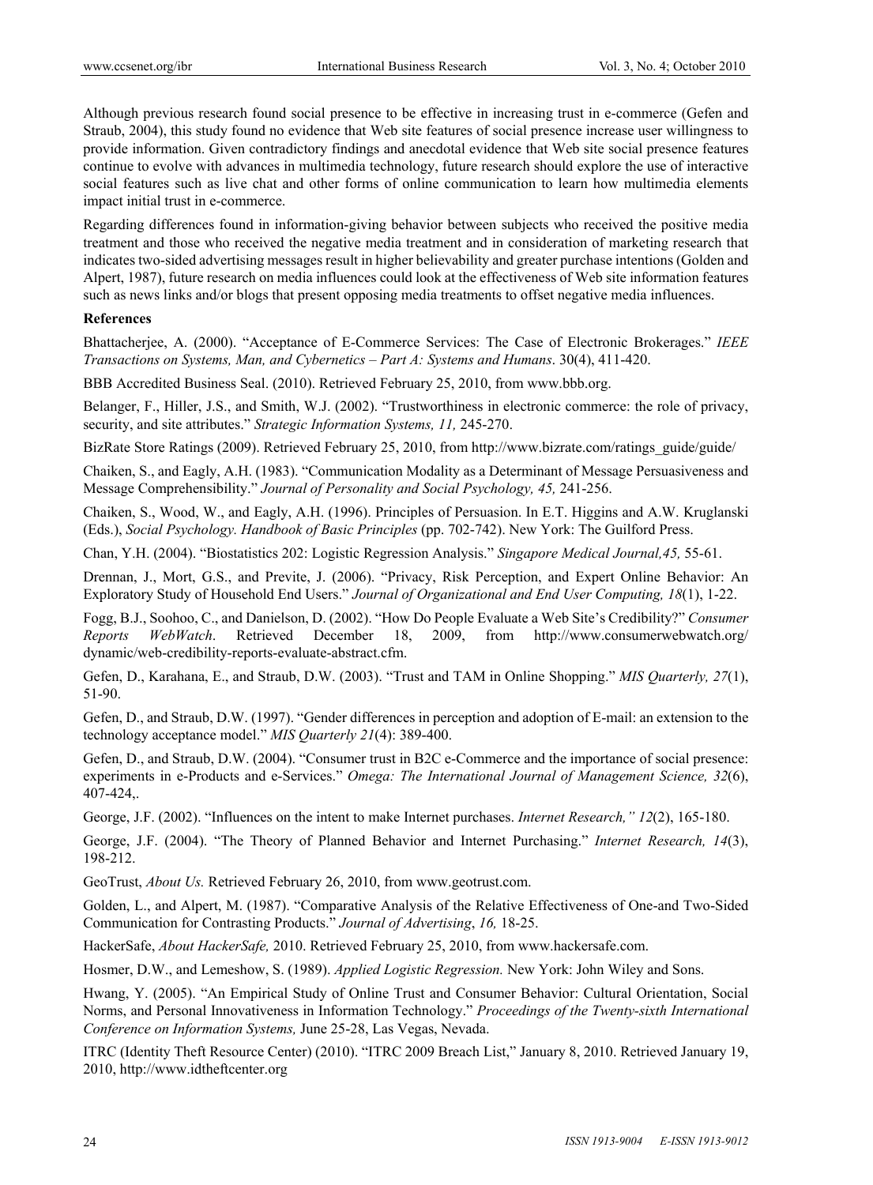Although previous research found social presence to be effective in increasing trust in e-commerce (Gefen and Straub, 2004), this study found no evidence that Web site features of social presence increase user willingness to provide information. Given contradictory findings and anecdotal evidence that Web site social presence features continue to evolve with advances in multimedia technology, future research should explore the use of interactive social features such as live chat and other forms of online communication to learn how multimedia elements impact initial trust in e-commerce.

Regarding differences found in information-giving behavior between subjects who received the positive media treatment and those who received the negative media treatment and in consideration of marketing research that indicates two-sided advertising messages result in higher believability and greater purchase intentions (Golden and Alpert, 1987), future research on media influences could look at the effectiveness of Web site information features such as news links and/or blogs that present opposing media treatments to offset negative media influences.

**References**

Bhattacherjee, A. (2000). "Acceptance of E-Commerce Services: The Case of Electronic Brokerages." *IEEE Transactions on Systems, Man, and Cybernetics – Part A: Systems and Humans*. 30(4), 411-420.

BBB Accredited Business Seal. (2010). Retrieved February 25, 2010, from www.bbb.org.

Belanger, F., Hiller, J.S., and Smith, W.J. (2002). "Trustworthiness in electronic commerce: the role of privacy, security, and site attributes." *Strategic Information Systems, 11,* 245-270.

BizRate Store Ratings (2009). Retrieved February 25, 2010, from http://www.bizrate.com/ratings_guide/guide/

Chaiken, S., and Eagly, A.H. (1983). "Communication Modality as a Determinant of Message Persuasiveness and Message Comprehensibility." *Journal of Personality and Social Psychology, 45,* 241-256.

Chaiken, S., Wood, W., and Eagly, A.H. (1996). Principles of Persuasion. In E.T. Higgins and A.W. Kruglanski (Eds.), *Social Psychology. Handbook of Basic Principles* (pp. 702-742). New York: The Guilford Press.

Chan, Y.H. (2004). "Biostatistics 202: Logistic Regression Analysis." *Singapore Medical Journal,45,* 55-61.

Drennan, J., Mort, G.S., and Previte, J. (2006). "Privacy, Risk Perception, and Expert Online Behavior: An Exploratory Study of Household End Users." *Journal of Organizational and End User Computing, 18*(1), 1-22.

Fogg, B.J., Soohoo, C., and Danielson, D. (2002). "How Do People Evaluate a Web Site's Credibility?" *Consumer Reports WebWatch*. Retrieved December 18, 2009, from http://www.consumerwebwatch.org/dynamic/web-credibility-reports-evaluate-abstract.cfm.

Gefen, D., Karahana, E., and Straub, D.W. (2003). "Trust and TAM in Online Shopping." *MIS Quarterly, 27*(1), 51-90.

Gefen, D., and Straub, D.W. (1997). "Gender differences in perception and adoption of E-mail: an extension to the technology acceptance model." *MIS Quarterly 21*(4): 389-400.

Gefen, D., and Straub, D.W. (2004). "Consumer trust in B2C e-Commerce and the importance of social presence: experiments in e-Products and e-Services." *Omega: The International Journal of Management Science, 32*(6), 407-424,.

George, J.F. (2002). "Influences on the intent to make Internet purchases. *Internet Research," 12*(2), 165-180.

George, J.F. (2004). "The Theory of Planned Behavior and Internet Purchasing." *Internet Research, 14*(3), 198-212.

GeoTrust, *About Us.* Retrieved February 26, 2010, from www.geotrust.com.

Golden, L., and Alpert, M. (1987). "Comparative Analysis of the Relative Effectiveness of One-and Two-Sided Communication for Contrasting Products." *Journal of Advertising*, *16,* 18-25.

HackerSafe, *About HackerSafe,* 2010. Retrieved February 25, 2010, from www.hackersafe.com.

Hosmer, D.W., and Lemeshow, S. (1989). *Applied Logistic Regression.* New York: John Wiley and Sons.

Hwang, Y. (2005). "An Empirical Study of Online Trust and Consumer Behavior: Cultural Orientation, Social Norms, and Personal Innovativeness in Information Technology." *Proceedings of the Twenty-sixth International Conference on Information Systems,* June 25-28, Las Vegas, Nevada.

ITRC (Identity Theft Resource Center) (2010). "ITRC 2009 Breach List," January 8, 2010. Retrieved January 19, 2010, http://www.idtheftcenter.org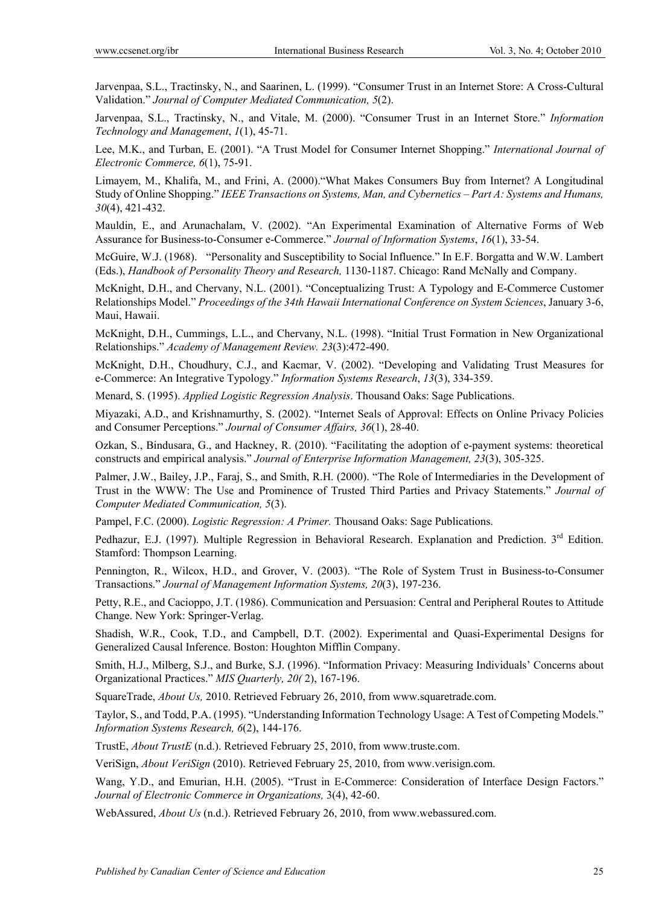Jarvenpaa, S.L., Tractinsky, N., and Saarinen, L. (1999). "Consumer Trust in an Internet Store: A Cross-Cultural Validation." *Journal of Computer Mediated Communication, 5*(2).

Jarvenpaa, S.L., Tractinsky, N., and Vitale, M. (2000). "Consumer Trust in an Internet Store." *Information Technology and Management*, *1*(1), 45-71.

Lee, M.K., and Turban, E. (2001). "A Trust Model for Consumer Internet Shopping." *International Journal of Electronic Commerce, 6*(1), 75-91.

Limayem, M., Khalifa, M., and Frini, A. (2000)."What Makes Consumers Buy from Internet? A Longitudinal Study of Online Shopping." *IEEE Transactions on Systems, Man, and Cybernetics – Part A: Systems and Humans, 30*(4), 421-432.

Mauldin, E., and Arunachalam, V. (2002). "An Experimental Examination of Alternative Forms of Web Assurance for Business-to-Consumer e-Commerce." *Journal of Information Systems*, *16*(1), 33-54.

McGuire, W.J. (1968). "Personality and Susceptibility to Social Influence." In E.F. Borgatta and W.W. Lambert (Eds.), *Handbook of Personality Theory and Research,* 1130-1187. Chicago: Rand McNally and Company.

McKnight, D.H., and Chervany, N.L. (2001). "Conceptualizing Trust: A Typology and E-Commerce Customer Relationships Model." *Proceedings of the 34th Hawaii International Conference on System Sciences*, January 3-6, Maui, Hawaii.

McKnight, D.H., Cummings, L.L., and Chervany, N.L. (1998). "Initial Trust Formation in New Organizational Relationships." *Academy of Management Review. 23*(3):472-490.

McKnight, D.H., Choudhury, C.J., and Kacmar, V. (2002). "Developing and Validating Trust Measures for e-Commerce: An Integrative Typology." *Information Systems Research*, *13*(3), 334-359.

Menard, S. (1995). *Applied Logistic Regression Analysis*. Thousand Oaks: Sage Publications.

Miyazaki, A.D., and Krishnamurthy, S. (2002). "Internet Seals of Approval: Effects on Online Privacy Policies and Consumer Perceptions." *Journal of Consumer Affairs, 36*(1), 28-40.

Ozkan, S., Bindusara, G., and Hackney, R. (2010). "Facilitating the adoption of e-payment systems: theoretical constructs and empirical analysis." *Journal of Enterprise Information Management, 23*(3), 305-325.

Palmer, J.W., Bailey, J.P., Faraj, S., and Smith, R.H. (2000). "The Role of Intermediaries in the Development of Trust in the WWW: The Use and Prominence of Trusted Third Parties and Privacy Statements." *Journal of Computer Mediated Communication, 5*(3).

Pampel, F.C. (2000). *Logistic Regression: A Primer.* Thousand Oaks: Sage Publications.

Pedhazur, E.J. (1997). Multiple Regression in Behavioral Research. Explanation and Prediction. 3rd Edition. Stamford: Thompson Learning.

Pennington, R., Wilcox, H.D., and Grover, V. (2003). "The Role of System Trust in Business-to-Consumer Transactions." *Journal of Management Information Systems, 20*(3), 197-236.

Petty, R.E., and Cacioppo, J.T. (1986). Communication and Persuasion: Central and Peripheral Routes to Attitude Change. New York: Springer-Verlag.

Shadish, W.R., Cook, T.D., and Campbell, D.T. (2002). Experimental and Quasi-Experimental Designs for Generalized Causal Inference. Boston: Houghton Mifflin Company.

Smith, H.J., Milberg, S.J., and Burke, S.J. (1996). "Information Privacy: Measuring Individuals' Concerns about Organizational Practices." *MIS Quarterly, 20(* 2), 167-196.

SquareTrade, *About Us,* 2010. Retrieved February 26, 2010, from www.squaretrade.com.

Taylor, S., and Todd, P.A. (1995). "Understanding Information Technology Usage: A Test of Competing Models." *Information Systems Research, 6*(2), 144-176.

TrustE, *About TrustE* (n.d.). Retrieved February 25, 2010, from www.truste.com.

VeriSign, *About VeriSign* (2010). Retrieved February 25, 2010, from www.verisign.com.

Wang, Y.D., and Emurian, H.H. (2005). "Trust in E-Commerce: Consideration of Interface Design Factors." *Journal of Electronic Commerce in Organizations,* 3(4), 42-60.

WebAssured, *About Us* (n.d.). Retrieved February 26, 2010, from www.webassured.com.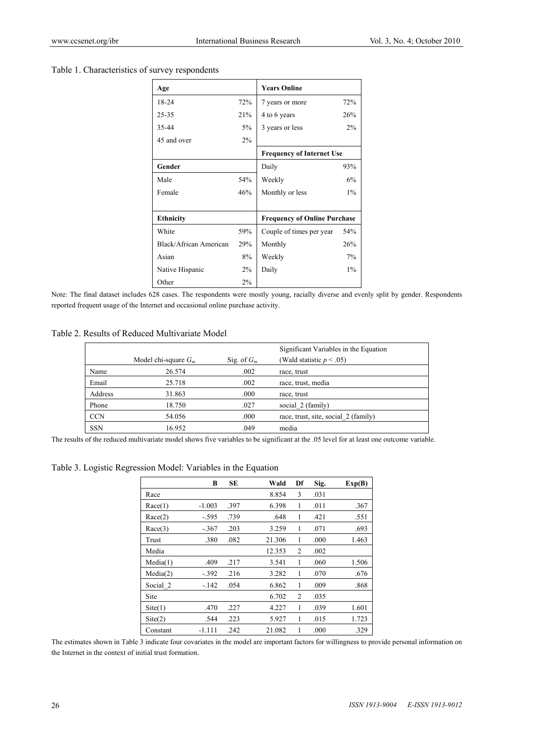Table 1. Characteristics of survey respondents

| **Age** | | **Years Online** | |
|---|---|---|---|
| 18-24 | 72% | 7 years or more | 72% |
| 25-35 | 21% | 4 to 6 years | 26% |
| 35-44 | 5% | 3 years or less | 2% |
| 45 and over | 2% | | |
| | | **Frequency of Internet Use** | |
| **Gender** | | Daily | 93% |
| Male | 54% | Weekly | 6% |
| Female | 46% | Monthly or less | 1% |
| **Ethnicity** | | **Frequency of Online Purchase** | |
| White | 59% | Couple of times per year | 54% |
| Black/African American | 29% | Monthly | 26% |
| Asian | 8% | Weekly | 7% |
| Native Hispanic | 2% | Daily | 1% |
| Other | 2% | | |

Note: The final dataset includes 628 cases. The respondents were mostly young, racially diverse and evenly split by gender. Respondents reported frequent usage of the Internet and occasional online purchase activity.

Table 2. Results of Reduced Multivariate Model

| | Model chi-square $G_m$ | Sig. of $G_m$ | Significant Variables in the Equation (Wald statistic $p < .05$) |
|---|---|---|---|
| Name | 26.574 | .002 | race, trust |
| Email | 25.718 | .002 | race, trust, media |
| Address | 31.863 | .000 | race, trust |
| Phone | 18.750 | .027 | social_2 (family) |
| CCN | 54.056 | .000 | race, trust, site, social_2 (family) |
| SSN | 16.952 | .049 | media |

The results of the reduced multivariate model shows five variables to be significant at the .05 level for at least one outcome variable.

Table 3. Logistic Regression Model: Variables in the Equation

| | **B** | **SE** | **Wald** | **Df** | **Sig.** | **Exp(B)** |
|---|---|---|---|---|---|---|
| Race | | | 8.854 | 3 | .031 | |
| Race(1) | -1.003 | .397 | 6.398 | 1 | .011 | .367 |
| Race(2) | -.595 | .739 | .648 | 1 | .421 | .551 |
| Race(3) | -.367 | .203 | 3.259 | 1 | .071 | .693 |
| Trust | .380 | .082 | 21.306 | 1 | .000 | 1.463 |
| Media | | | 12.353 | 2 | .002 | |
| Media(1) | .409 | .217 | 3.541 | 1 | .060 | 1.506 |
| Media(2) | -.392 | .216 | 3.282 | 1 | .070 | .676 |
| Social_2 | -.142 | .054 | 6.862 | 1 | .009 | .868 |
| Site | | | 6.702 | 2 | .035 | |
| Site(1) | .470 | .227 | 4.227 | 1 | .039 | 1.601 |
| Site(2) | .544 | .223 | 5.927 | 1 | .015 | 1.723 |
| Constant | -1.111 | .242 | 21.082 | 1 | .000 | .329 |

The estimates shown in Table 3 indicate four covariates in the model are important factors for willingness to provide personal information on the Internet in the context of initial trust formation.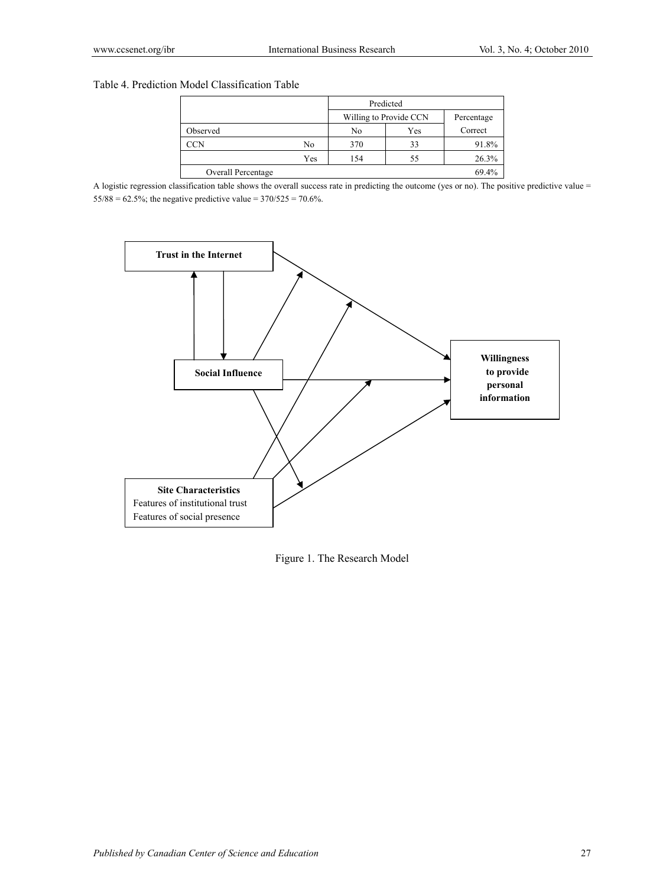Table 4. Prediction Model Classification Table

| Observed | | Predicted: Willing to Provide CCN No | Predicted: Willing to Provide CCN Yes | Percentage Correct |
|---|---|---|---|---|
| CCN | No | 370 | 33 | 91.8% |
| | Yes | 154 | 55 | 26.3% |
| Overall Percentage | | | | 69.4% |

A logistic regression classification table shows the overall success rate in predicting the outcome (yes or no). The positive predictive value = 55/88 = 62.5%; the negative predictive value = 370/525 = 70.6%.

Trust in the Internet

Social Influence

Site Characteristics
Features of institutional trust
Features of social presence

Willingness to provide personal information

Figure 1. The Research Model